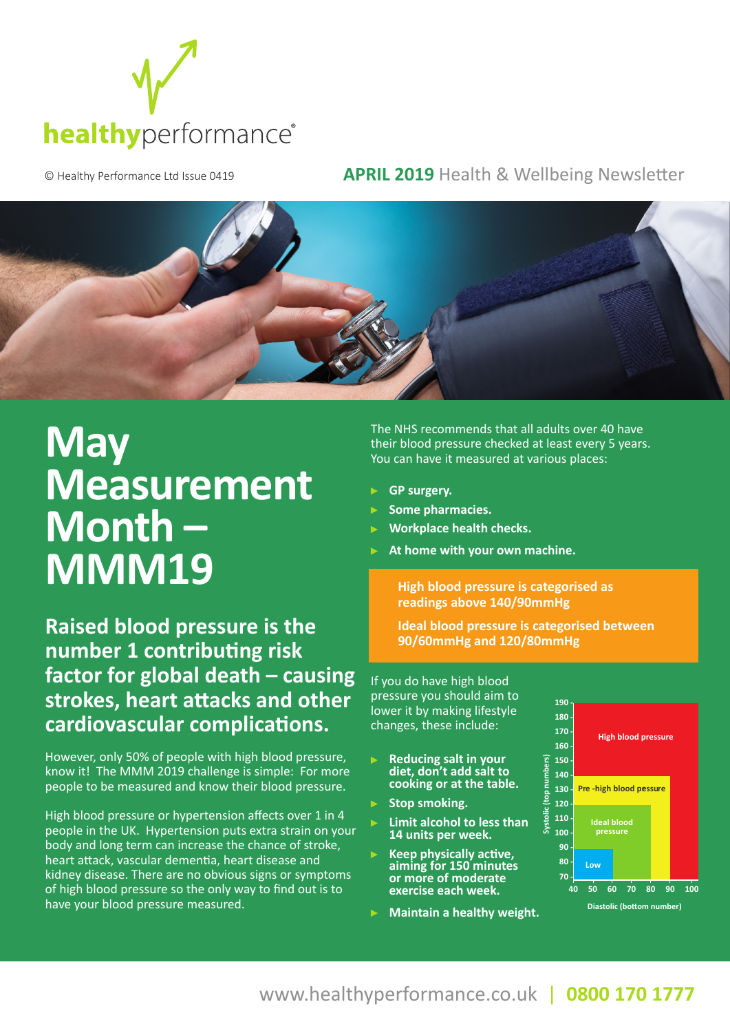healthyperformance®

© Healthy Performance Ltd Issue 0419

**APRIL 2019** Health & Wellbeing Newsletter

# May Measurement Month – MMM19

## Raised blood pressure is the number 1 contributing risk factor for global death – causing strokes, heart attacks and other cardiovascular complications.

However, only 50% of people with high blood pressure, know it! The MMM 2019 challenge is simple: For more people to be measured and know their blood pressure.

High blood pressure or hypertension affects over 1 in 4 people in the UK. Hypertension puts extra strain on your body and long term can increase the chance of stroke, heart attack, vascular dementia, heart disease and kidney disease. There are no obvious signs or symptoms of high blood pressure so the only way to find out is to have your blood pressure measured.

The NHS recommends that all adults over 40 have their blood pressure checked at least every 5 years. You can have it measured at various places:

- **GP surgery.**
- **Some pharmacies.**
- **Workplace health checks.**
- **At home with your own machine.**

**High blood pressure is categorised as readings above 140/90mmHg**

**Ideal blood pressure is categorised between 90/60mmHg and 120/80mmHg**

If you do have high blood pressure you should aim to lower it by making lifestyle changes, these include:

- **Reducing salt in your diet, don't add salt to cooking or at the table.**
- **Stop smoking.**
- **Limit alcohol to less than 14 units per week.**
- **Keep physically active, aiming for 150 minutes or more of moderate exercise each week.**
- **Maintain a healthy weight.**

Chart: Systolic (top numbers) 70–190 vs Diastolic (bottom number) 40–100. Regions: Low, Ideal blood pressure, Pre -high blood pessure, High blood pressure.

www.healthyperformance.co.uk | **0800 170 1777**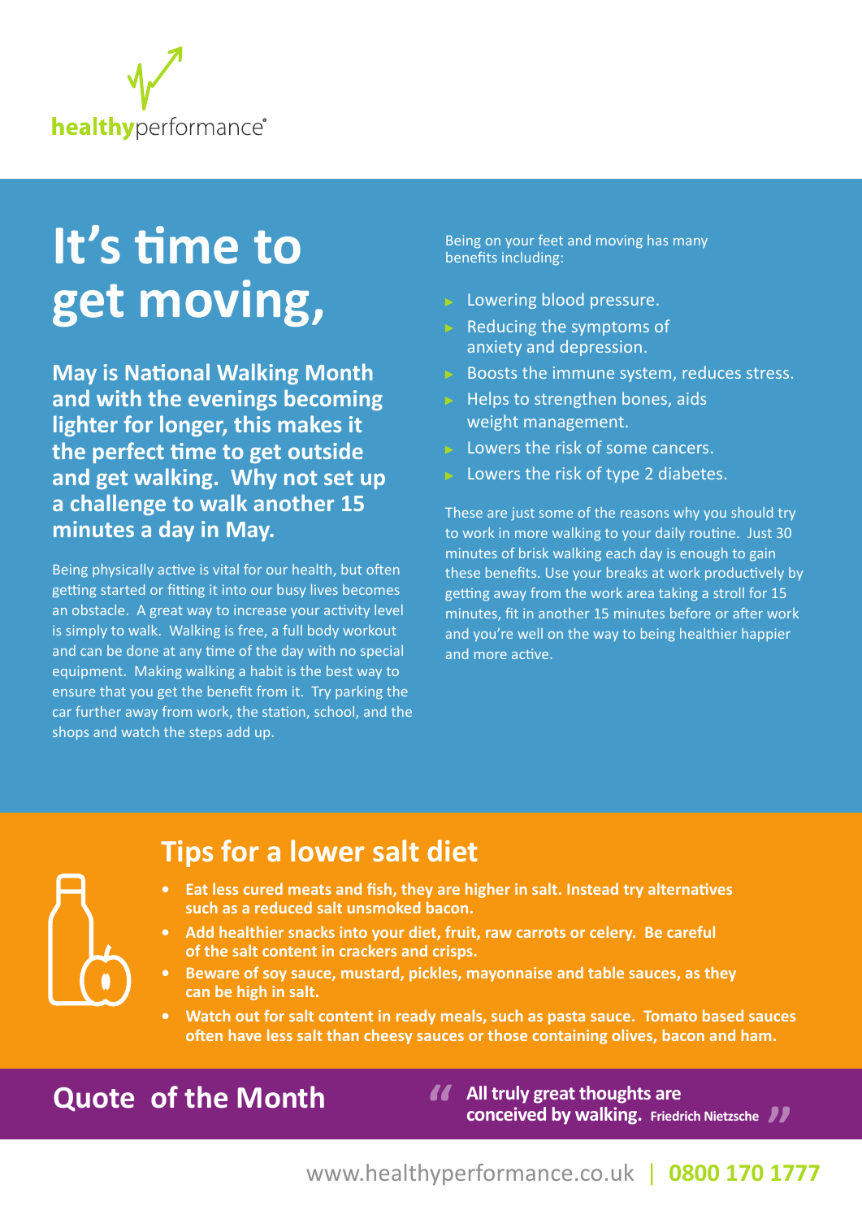healthyperformance®

# It's time to get moving,

**May is National Walking Month and with the evenings becoming lighter for longer, this makes it the perfect time to get outside and get walking. Why not set up a challenge to walk another 15 minutes a day in May.**

Being physically active is vital for our health, but often getting started or fitting it into our busy lives becomes an obstacle. A great way to increase your activity level is simply to walk. Walking is free, a full body workout and can be done at any time of the day with no special equipment. Making walking a habit is the best way to ensure that you get the benefit from it. Try parking the car further away from work, the station, school, and the shops and watch the steps add up.

Being on your feet and moving has many benefits including:

- Lowering blood pressure.
- Reducing the symptoms of anxiety and depression.
- Boosts the immune system, reduces stress.
- Helps to strengthen bones, aids weight management.
- Lowers the risk of some cancers.
- Lowers the risk of type 2 diabetes.

These are just some of the reasons why you should try to work in more walking to your daily routine. Just 30 minutes of brisk walking each day is enough to gain these benefits. Use your breaks at work productively by getting away from the work area taking a stroll for 15 minutes, fit in another 15 minutes before or after work and you're well on the way to being healthier happier and more active.

## Tips for a lower salt diet

- **Eat less cured meats and fish, they are higher in salt. Instead try alternatives such as a reduced salt unsmoked bacon.**
- **Add healthier snacks into your diet, fruit, raw carrots or celery. Be careful of the salt content in crackers and crisps.**
- **Beware of soy sauce, mustard, pickles, mayonnaise and table sauces, as they can be high in salt.**
- **Watch out for salt content in ready meals, such as pasta sauce. Tomato based sauces often have less salt than cheesy sauces or those containing olives, bacon and ham.**

## Quote of the Month

"**All truly great thoughts are conceived by walking.** Friedrich Nietzsche"

www.healthyperformance.co.uk | **0800 170 1777**